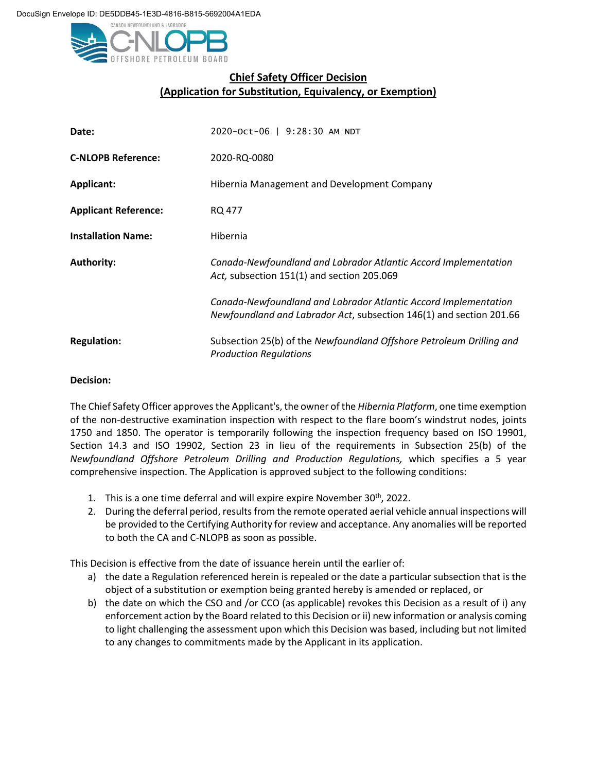DocuSign Envelope ID: DE5DDB45-1E3D-4816-B815-5692004A1EDA

CANADA-NEWFOUNDLAND & LABRADOR C-NLOPB OFFSHORE PETROLEUM BOARD

## Chief Safety Officer Decision (Application for Substitution, Equivalency, or Exemption)

| | |
|---|---|
| **Date:** | 2020-Oct-06 \| 9:28:30 AM NDT |
| **C-NLOPB Reference:** | 2020-RQ-0080 |
| **Applicant:** | Hibernia Management and Development Company |
| **Applicant Reference:** | RQ 477 |
| **Installation Name:** | Hibernia |
| **Authority:** | *Canada-Newfoundland and Labrador Atlantic Accord Implementation Act,* subsection 151(1) and section 205.069<br><br>*Canada-Newfoundland and Labrador Atlantic Accord Implementation Newfoundland and Labrador Act*, subsection 146(1) and section 201.66 |
| **Regulation:** | Subsection 25(b) of the *Newfoundland Offshore Petroleum Drilling and Production Regulations* |

**Decision:**

The Chief Safety Officer approves the Applicant's, the owner of the *Hibernia Platform*, one time exemption of the non-destructive examination inspection with respect to the flare boom's windstrut nodes, joints 1750 and 1850. The operator is temporarily following the inspection frequency based on ISO 19901, Section 14.3 and ISO 19902, Section 23 in lieu of the requirements in Subsection 25(b) of the *Newfoundland Offshore Petroleum Drilling and Production Regulations,* which specifies a 5 year comprehensive inspection. The Application is approved subject to the following conditions:

1. This is a one time deferral and will expire expire November 30th, 2022.
2. During the deferral period, results from the remote operated aerial vehicle annual inspections will be provided to the Certifying Authority for review and acceptance. Any anomalies will be reported to both the CA and C-NLOPB as soon as possible.

This Decision is effective from the date of issuance herein until the earlier of:

a) the date a Regulation referenced herein is repealed or the date a particular subsection that is the object of a substitution or exemption being granted hereby is amended or replaced, or
b) the date on which the CSO and /or CCO (as applicable) revokes this Decision as a result of i) any enforcement action by the Board related to this Decision or ii) new information or analysis coming to light challenging the assessment upon which this Decision was based, including but not limited to any changes to commitments made by the Applicant in its application.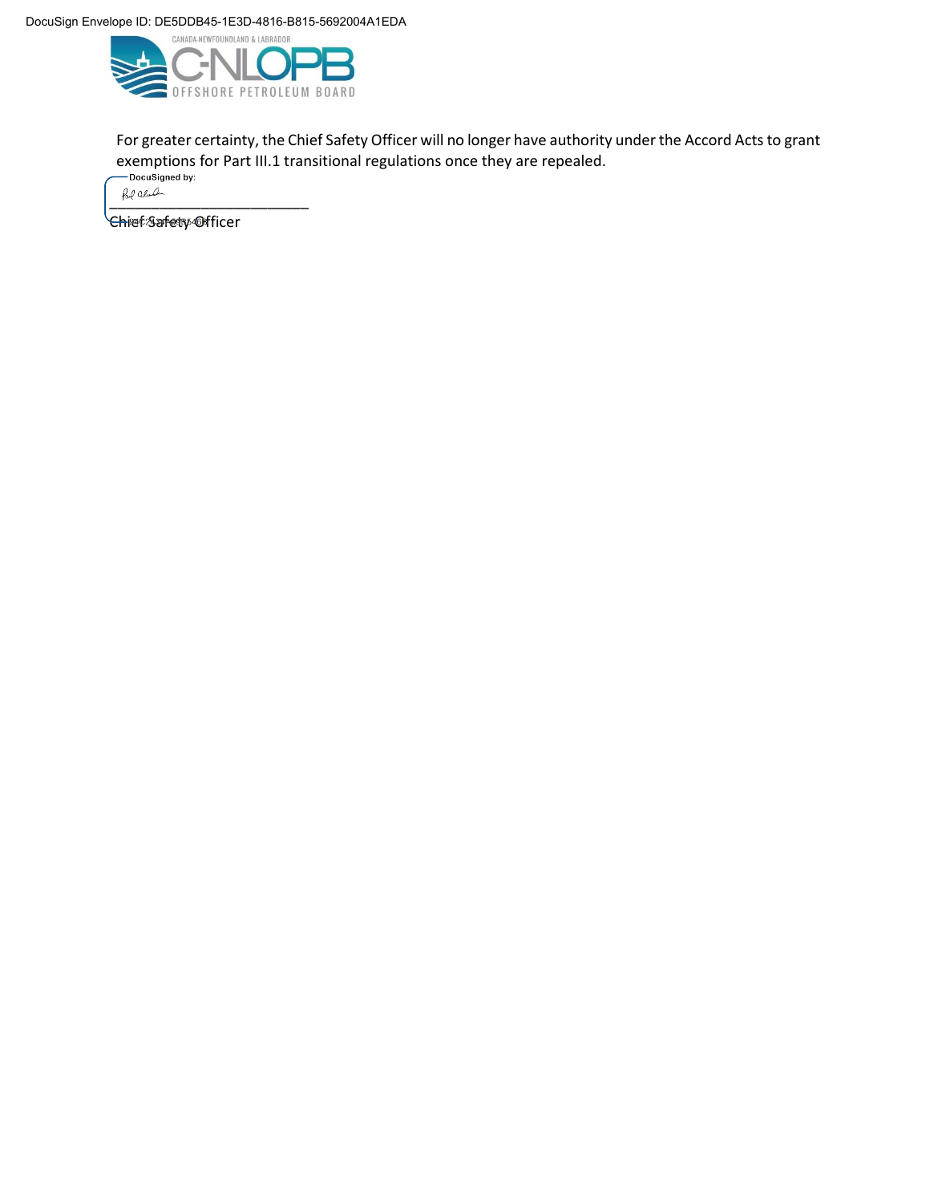For greater certainty, the Chief Safety Officer will no longer have authority under the Accord Acts to grant exemptions for Part III.1 transitional regulations once they are repealed.

DocuSigned by:

\_\_\_\_\_\_\_\_\_\_\_\_\_\_\_\_\_\_\_\_\_\_\_\_\_\_

Chief Safety Officer